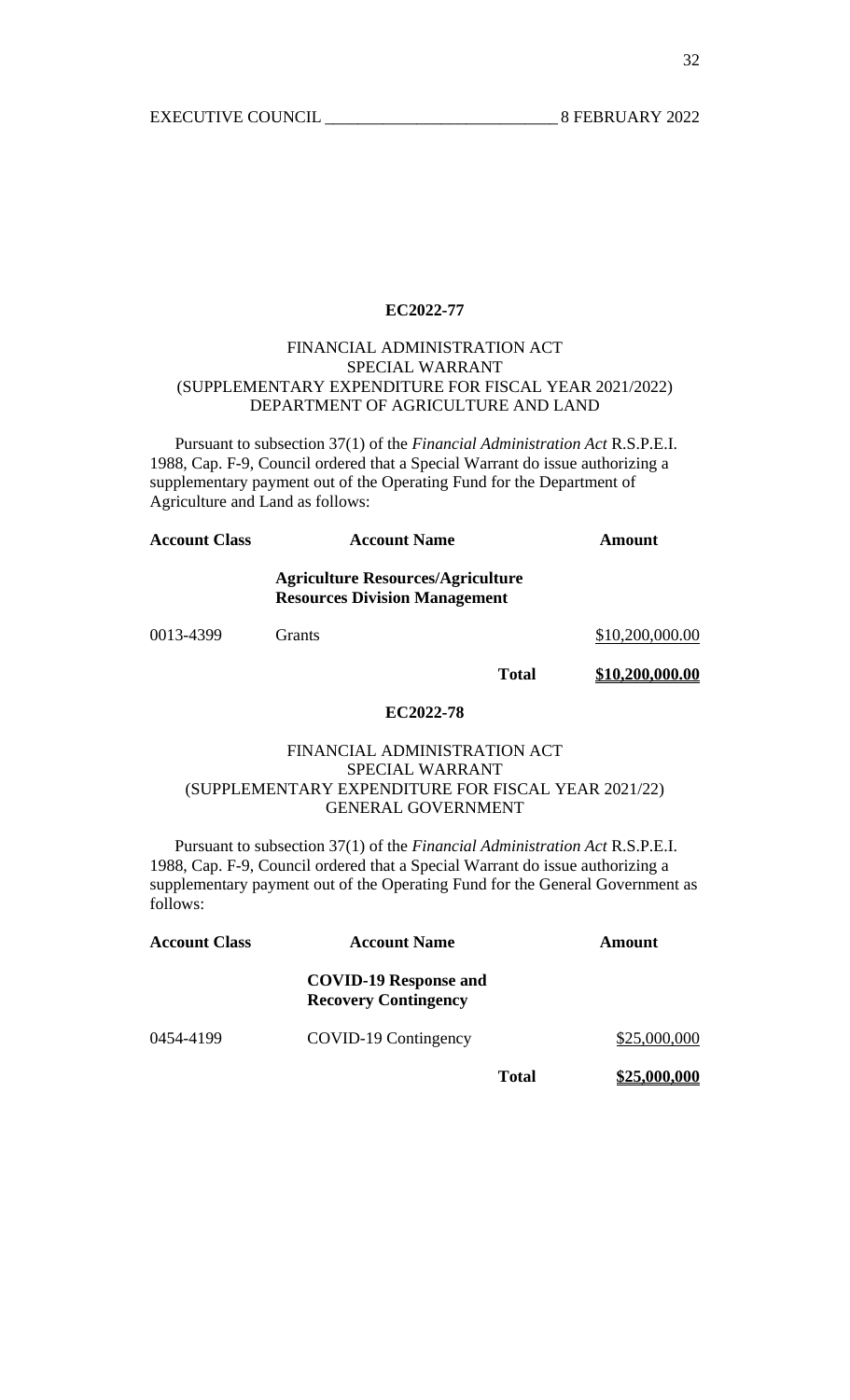## EC2022-77

### FINANCIAL ADMINISTRATION ACT
### SPECIAL WARRANT
### (SUPPLEMENTARY EXPENDITURE FOR FISCAL YEAR 2021/2022)
### DEPARTMENT OF AGRICULTURE AND LAND

Pursuant to subsection 37(1) of the *Financial Administration Act* R.S.P.E.I. 1988, Cap. F-9, Council ordered that a Special Warrant do issue authorizing a supplementary payment out of the Operating Fund for the Department of Agriculture and Land as follows:

| Account Class | Account Name | Amount |
|---|---|---|
| | **Agriculture Resources/Agriculture Resources Division Management** | |
| 0013-4399 | Grants | $10,200,000.00 |
| | **Total** | **$10,200,000.00** |

## EC2022-78

### FINANCIAL ADMINISTRATION ACT
### SPECIAL WARRANT
### (SUPPLEMENTARY EXPENDITURE FOR FISCAL YEAR 2021/22)
### GENERAL GOVERNMENT

Pursuant to subsection 37(1) of the *Financial Administration Act* R.S.P.E.I. 1988, Cap. F-9, Council ordered that a Special Warrant do issue authorizing a supplementary payment out of the Operating Fund for the General Government as follows:

| Account Class | Account Name | Amount |
|---|---|---|
| | **COVID-19 Response and Recovery Contingency** | |
| 0454-4199 | COVID-19 Contingency | $25,000,000 |
| | **Total** | **$25,000,000** |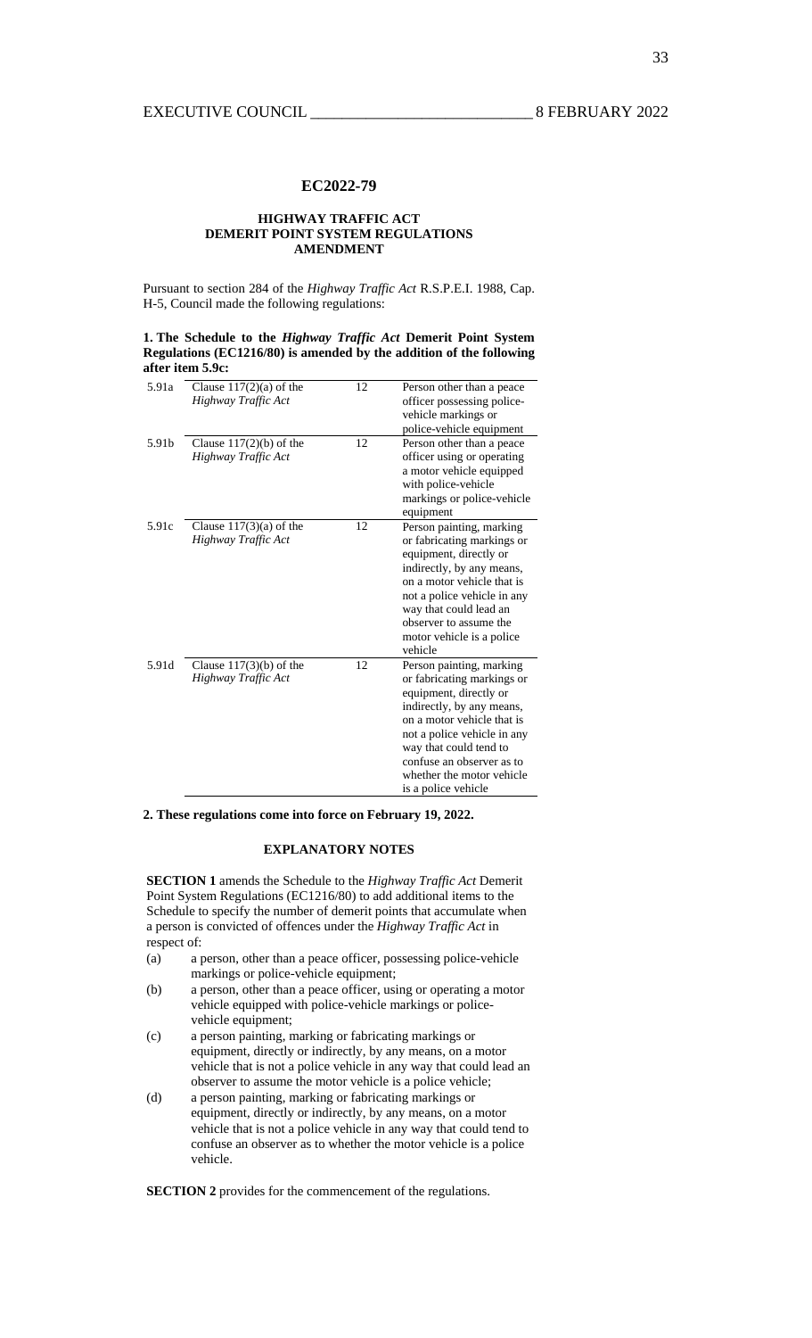## EC2022-79

### HIGHWAY TRAFFIC ACT DEMERIT POINT SYSTEM REGULATIONS AMENDMENT

Pursuant to section 284 of the *Highway Traffic Act* R.S.P.E.I. 1988, Cap. H-5, Council made the following regulations:

**1. The Schedule to the *Highway Traffic Act* Demerit Point System Regulations (EC1216/80) is amended by the addition of the following after item 5.9c:**

| | | | |
|---|---|---|---|
| 5.91a | Clause 117(2)(a) of the *Highway Traffic Act* | 12 | Person other than a peace officer possessing police-vehicle markings or police-vehicle equipment |
| 5.91b | Clause 117(2)(b) of the *Highway Traffic Act* | 12 | Person other than a peace officer using or operating a motor vehicle equipped with police-vehicle markings or police-vehicle equipment |
| 5.91c | Clause 117(3)(a) of the *Highway Traffic Act* | 12 | Person painting, marking or fabricating markings or equipment, directly or indirectly, by any means, on a motor vehicle that is not a police vehicle in any way that could lead an observer to assume the motor vehicle is a police vehicle |
| 5.91d | Clause 117(3)(b) of the *Highway Traffic Act* | 12 | Person painting, marking or fabricating markings or equipment, directly or indirectly, by any means, on a motor vehicle that is not a police vehicle in any way that could tend to confuse an observer as to whether the motor vehicle is a police vehicle |

**2. These regulations come into force on February 19, 2022.**

### EXPLANATORY NOTES

**SECTION 1** amends the Schedule to the *Highway Traffic Act* Demerit Point System Regulations (EC1216/80) to add additional items to the Schedule to specify the number of demerit points that accumulate when a person is convicted of offences under the *Highway Traffic Act* in respect of:

(a) a person, other than a peace officer, possessing police-vehicle markings or police-vehicle equipment;

(b) a person, other than a peace officer, using or operating a motor vehicle equipped with police-vehicle markings or police-vehicle equipment;

(c) a person painting, marking or fabricating markings or equipment, directly or indirectly, by any means, on a motor vehicle that is not a police vehicle in any way that could lead an observer to assume the motor vehicle is a police vehicle;

(d) a person painting, marking or fabricating markings or equipment, directly or indirectly, by any means, on a motor vehicle that is not a police vehicle in any way that could tend to confuse an observer as to whether the motor vehicle is a police vehicle.

**SECTION 2** provides for the commencement of the regulations.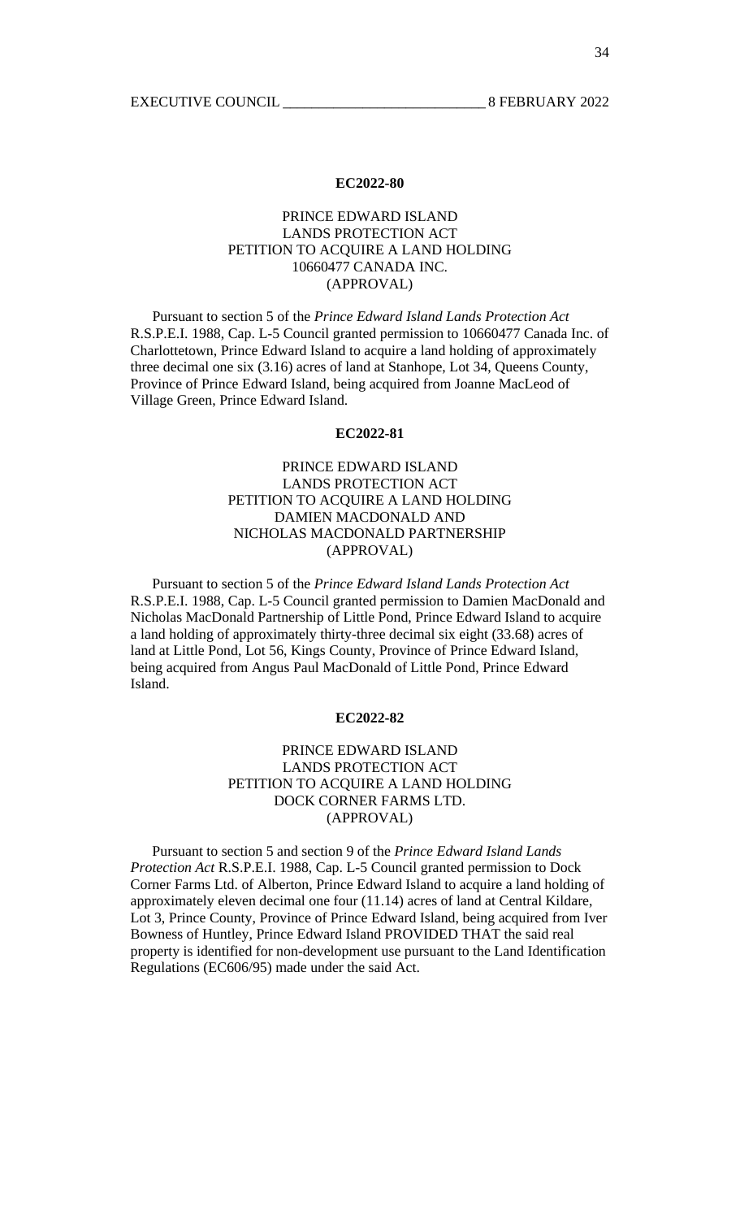**EC2022-80**

PRINCE EDWARD ISLAND
LANDS PROTECTION ACT
PETITION TO ACQUIRE A LAND HOLDING
10660477 CANADA INC.
(APPROVAL)

Pursuant to section 5 of the *Prince Edward Island Lands Protection Act* R.S.P.E.I. 1988, Cap. L-5 Council granted permission to 10660477 Canada Inc. of Charlottetown, Prince Edward Island to acquire a land holding of approximately three decimal one six (3.16) acres of land at Stanhope, Lot 34, Queens County, Province of Prince Edward Island, being acquired from Joanne MacLeod of Village Green, Prince Edward Island.

**EC2022-81**

PRINCE EDWARD ISLAND
LANDS PROTECTION ACT
PETITION TO ACQUIRE A LAND HOLDING
DAMIEN MACDONALD AND
NICHOLAS MACDONALD PARTNERSHIP
(APPROVAL)

Pursuant to section 5 of the *Prince Edward Island Lands Protection Act* R.S.P.E.I. 1988, Cap. L-5 Council granted permission to Damien MacDonald and Nicholas MacDonald Partnership of Little Pond, Prince Edward Island to acquire a land holding of approximately thirty-three decimal six eight (33.68) acres of land at Little Pond, Lot 56, Kings County, Province of Prince Edward Island, being acquired from Angus Paul MacDonald of Little Pond, Prince Edward Island.

**EC2022-82**

PRINCE EDWARD ISLAND
LANDS PROTECTION ACT
PETITION TO ACQUIRE A LAND HOLDING
DOCK CORNER FARMS LTD.
(APPROVAL)

Pursuant to section 5 and section 9 of the *Prince Edward Island Lands Protection Act* R.S.P.E.I. 1988, Cap. L-5 Council granted permission to Dock Corner Farms Ltd. of Alberton, Prince Edward Island to acquire a land holding of approximately eleven decimal one four (11.14) acres of land at Central Kildare, Lot 3, Prince County, Province of Prince Edward Island, being acquired from Iver Bowness of Huntley, Prince Edward Island PROVIDED THAT the said real property is identified for non-development use pursuant to the Land Identification Regulations (EC606/95) made under the said Act.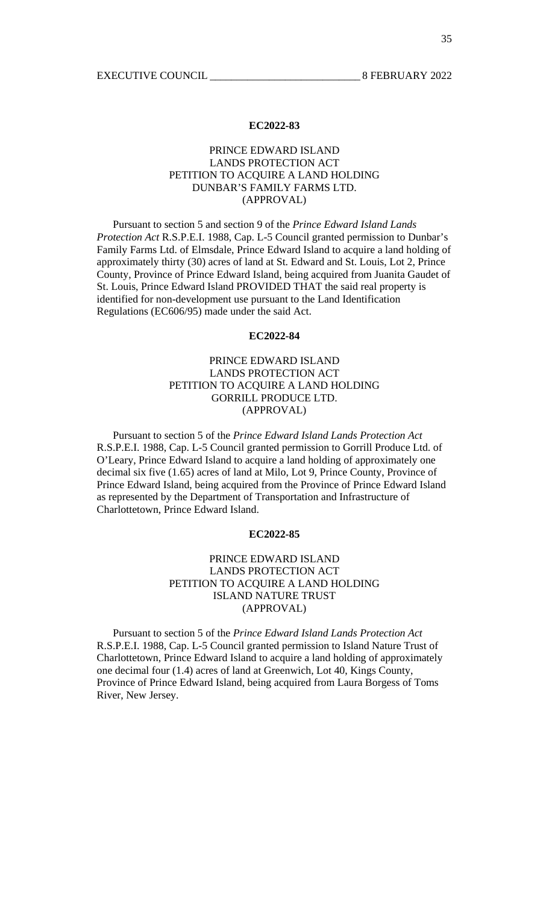**EC2022-83**

PRINCE EDWARD ISLAND
LANDS PROTECTION ACT
PETITION TO ACQUIRE A LAND HOLDING
DUNBAR'S FAMILY FARMS LTD.
(APPROVAL)

Pursuant to section 5 and section 9 of the *Prince Edward Island Lands Protection Act* R.S.P.E.I. 1988, Cap. L-5 Council granted permission to Dunbar's Family Farms Ltd. of Elmsdale, Prince Edward Island to acquire a land holding of approximately thirty (30) acres of land at St. Edward and St. Louis, Lot 2, Prince County, Province of Prince Edward Island, being acquired from Juanita Gaudet of St. Louis, Prince Edward Island PROVIDED THAT the said real property is identified for non-development use pursuant to the Land Identification Regulations (EC606/95) made under the said Act.

**EC2022-84**

PRINCE EDWARD ISLAND
LANDS PROTECTION ACT
PETITION TO ACQUIRE A LAND HOLDING
GORRILL PRODUCE LTD.
(APPROVAL)

Pursuant to section 5 of the *Prince Edward Island Lands Protection Act* R.S.P.E.I. 1988, Cap. L-5 Council granted permission to Gorrill Produce Ltd. of O'Leary, Prince Edward Island to acquire a land holding of approximately one decimal six five (1.65) acres of land at Milo, Lot 9, Prince County, Province of Prince Edward Island, being acquired from the Province of Prince Edward Island as represented by the Department of Transportation and Infrastructure of Charlottetown, Prince Edward Island.

**EC2022-85**

PRINCE EDWARD ISLAND
LANDS PROTECTION ACT
PETITION TO ACQUIRE A LAND HOLDING
ISLAND NATURE TRUST
(APPROVAL)

Pursuant to section 5 of the *Prince Edward Island Lands Protection Act* R.S.P.E.I. 1988, Cap. L-5 Council granted permission to Island Nature Trust of Charlottetown, Prince Edward Island to acquire a land holding of approximately one decimal four (1.4) acres of land at Greenwich, Lot 40, Kings County, Province of Prince Edward Island, being acquired from Laura Borgess of Toms River, New Jersey.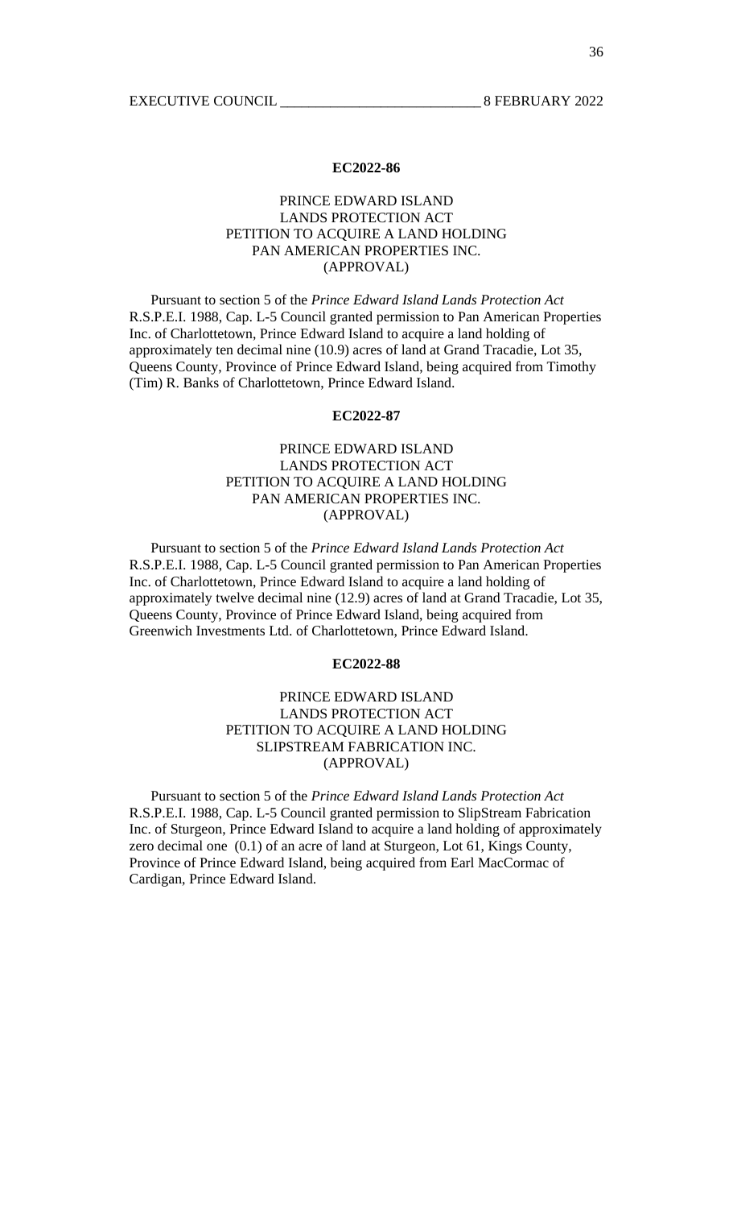**EC2022-86**

PRINCE EDWARD ISLAND
LANDS PROTECTION ACT
PETITION TO ACQUIRE A LAND HOLDING
PAN AMERICAN PROPERTIES INC.
(APPROVAL)

Pursuant to section 5 of the *Prince Edward Island Lands Protection Act* R.S.P.E.I. 1988, Cap. L-5 Council granted permission to Pan American Properties Inc. of Charlottetown, Prince Edward Island to acquire a land holding of approximately ten decimal nine (10.9) acres of land at Grand Tracadie, Lot 35, Queens County, Province of Prince Edward Island, being acquired from Timothy (Tim) R. Banks of Charlottetown, Prince Edward Island.

**EC2022-87**

PRINCE EDWARD ISLAND
LANDS PROTECTION ACT
PETITION TO ACQUIRE A LAND HOLDING
PAN AMERICAN PROPERTIES INC.
(APPROVAL)

Pursuant to section 5 of the *Prince Edward Island Lands Protection Act* R.S.P.E.I. 1988, Cap. L-5 Council granted permission to Pan American Properties Inc. of Charlottetown, Prince Edward Island to acquire a land holding of approximately twelve decimal nine (12.9) acres of land at Grand Tracadie, Lot 35, Queens County, Province of Prince Edward Island, being acquired from Greenwich Investments Ltd. of Charlottetown, Prince Edward Island.

**EC2022-88**

PRINCE EDWARD ISLAND
LANDS PROTECTION ACT
PETITION TO ACQUIRE A LAND HOLDING
SLIPSTREAM FABRICATION INC.
(APPROVAL)

Pursuant to section 5 of the *Prince Edward Island Lands Protection Act* R.S.P.E.I. 1988, Cap. L-5 Council granted permission to SlipStream Fabrication Inc. of Sturgeon, Prince Edward Island to acquire a land holding of approximately zero decimal one (0.1) of an acre of land at Sturgeon, Lot 61, Kings County, Province of Prince Edward Island, being acquired from Earl MacCormac of Cardigan, Prince Edward Island.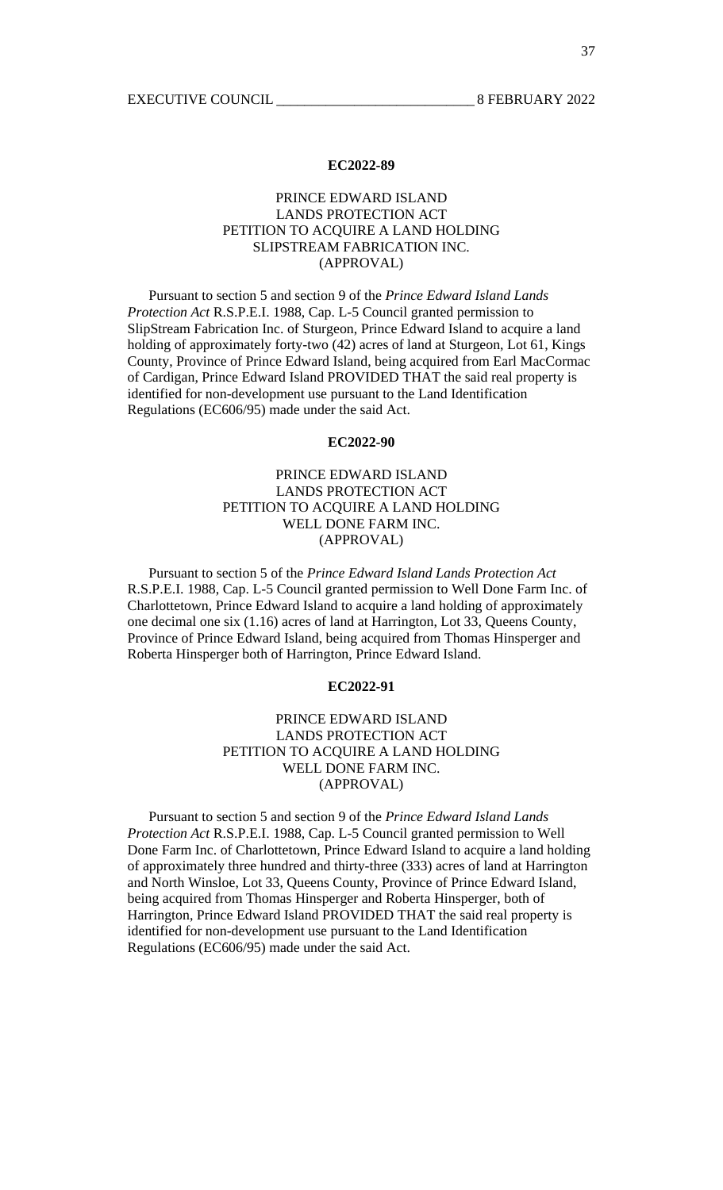**EC2022-89**

PRINCE EDWARD ISLAND
LANDS PROTECTION ACT
PETITION TO ACQUIRE A LAND HOLDING
SLIPSTREAM FABRICATION INC.
(APPROVAL)

Pursuant to section 5 and section 9 of the *Prince Edward Island Lands Protection Act* R.S.P.E.I. 1988, Cap. L-5 Council granted permission to SlipStream Fabrication Inc. of Sturgeon, Prince Edward Island to acquire a land holding of approximately forty-two (42) acres of land at Sturgeon, Lot 61, Kings County, Province of Prince Edward Island, being acquired from Earl MacCormac of Cardigan, Prince Edward Island PROVIDED THAT the said real property is identified for non-development use pursuant to the Land Identification Regulations (EC606/95) made under the said Act.

**EC2022-90**

PRINCE EDWARD ISLAND
LANDS PROTECTION ACT
PETITION TO ACQUIRE A LAND HOLDING
WELL DONE FARM INC.
(APPROVAL)

Pursuant to section 5 of the *Prince Edward Island Lands Protection Act* R.S.P.E.I. 1988, Cap. L-5 Council granted permission to Well Done Farm Inc. of Charlottetown, Prince Edward Island to acquire a land holding of approximately one decimal one six (1.16) acres of land at Harrington, Lot 33, Queens County, Province of Prince Edward Island, being acquired from Thomas Hinsperger and Roberta Hinsperger both of Harrington, Prince Edward Island.

**EC2022-91**

PRINCE EDWARD ISLAND
LANDS PROTECTION ACT
PETITION TO ACQUIRE A LAND HOLDING
WELL DONE FARM INC.
(APPROVAL)

Pursuant to section 5 and section 9 of the *Prince Edward Island Lands Protection Act* R.S.P.E.I. 1988, Cap. L-5 Council granted permission to Well Done Farm Inc. of Charlottetown, Prince Edward Island to acquire a land holding of approximately three hundred and thirty-three (333) acres of land at Harrington and North Winsloe, Lot 33, Queens County, Province of Prince Edward Island, being acquired from Thomas Hinsperger and Roberta Hinsperger, both of Harrington, Prince Edward Island PROVIDED THAT the said real property is identified for non-development use pursuant to the Land Identification Regulations (EC606/95) made under the said Act.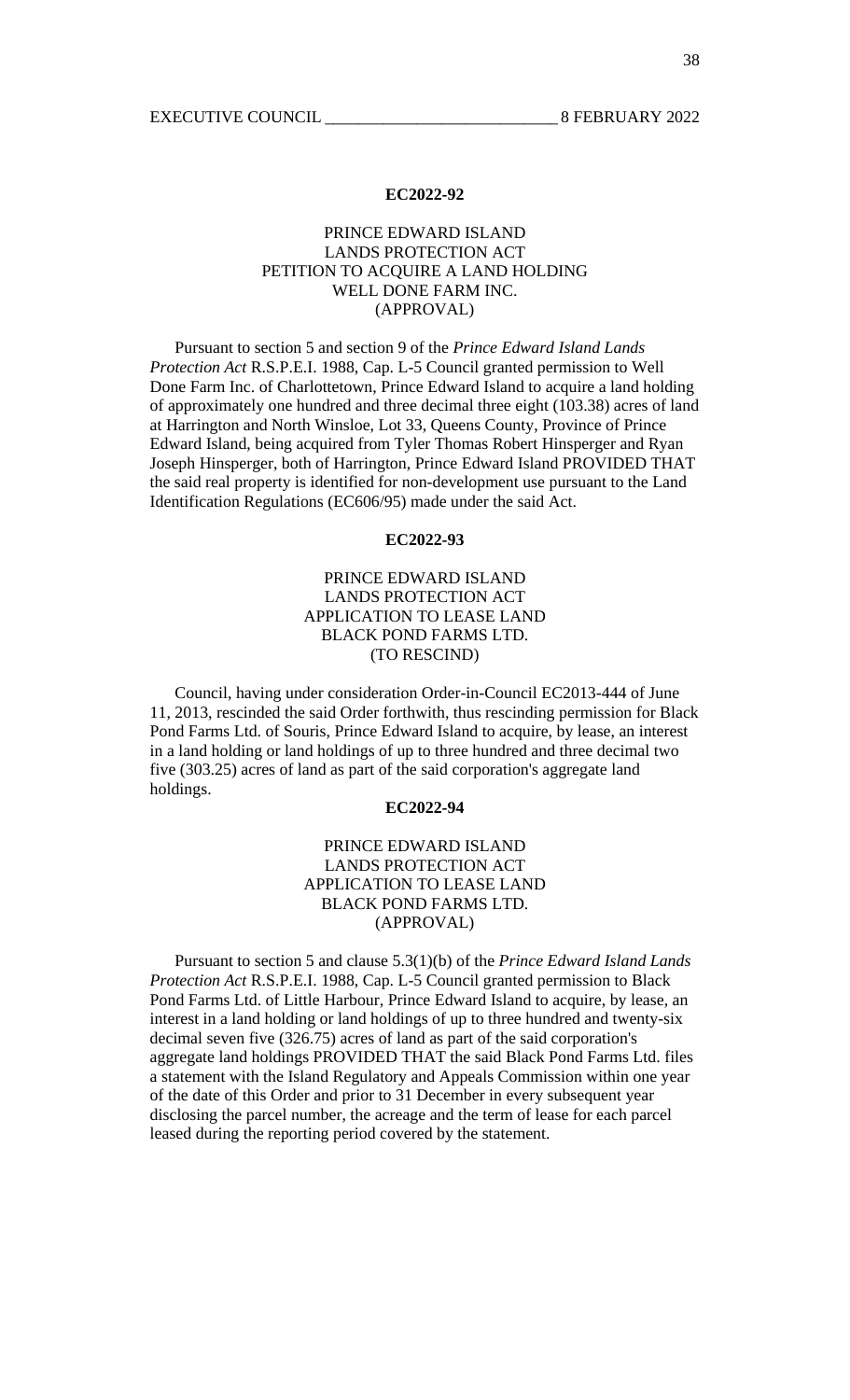**EC2022-92**

PRINCE EDWARD ISLAND
LANDS PROTECTION ACT
PETITION TO ACQUIRE A LAND HOLDING
WELL DONE FARM INC.
(APPROVAL)

Pursuant to section 5 and section 9 of the *Prince Edward Island Lands Protection Act* R.S.P.E.I. 1988, Cap. L-5 Council granted permission to Well Done Farm Inc. of Charlottetown, Prince Edward Island to acquire a land holding of approximately one hundred and three decimal three eight (103.38) acres of land at Harrington and North Winsloe, Lot 33, Queens County, Province of Prince Edward Island, being acquired from Tyler Thomas Robert Hinsperger and Ryan Joseph Hinsperger, both of Harrington, Prince Edward Island PROVIDED THAT the said real property is identified for non-development use pursuant to the Land Identification Regulations (EC606/95) made under the said Act.

**EC2022-93**

PRINCE EDWARD ISLAND
LANDS PROTECTION ACT
APPLICATION TO LEASE LAND
BLACK POND FARMS LTD.
(TO RESCIND)

Council, having under consideration Order-in-Council EC2013-444 of June 11, 2013, rescinded the said Order forthwith, thus rescinding permission for Black Pond Farms Ltd. of Souris, Prince Edward Island to acquire, by lease, an interest in a land holding or land holdings of up to three hundred and three decimal two five (303.25) acres of land as part of the said corporation's aggregate land holdings.

**EC2022-94**

PRINCE EDWARD ISLAND
LANDS PROTECTION ACT
APPLICATION TO LEASE LAND
BLACK POND FARMS LTD.
(APPROVAL)

Pursuant to section 5 and clause 5.3(1)(b) of the *Prince Edward Island Lands Protection Act* R.S.P.E.I. 1988, Cap. L-5 Council granted permission to Black Pond Farms Ltd. of Little Harbour, Prince Edward Island to acquire, by lease, an interest in a land holding or land holdings of up to three hundred and twenty-six decimal seven five (326.75) acres of land as part of the said corporation's aggregate land holdings PROVIDED THAT the said Black Pond Farms Ltd. files a statement with the Island Regulatory and Appeals Commission within one year of the date of this Order and prior to 31 December in every subsequent year disclosing the parcel number, the acreage and the term of lease for each parcel leased during the reporting period covered by the statement.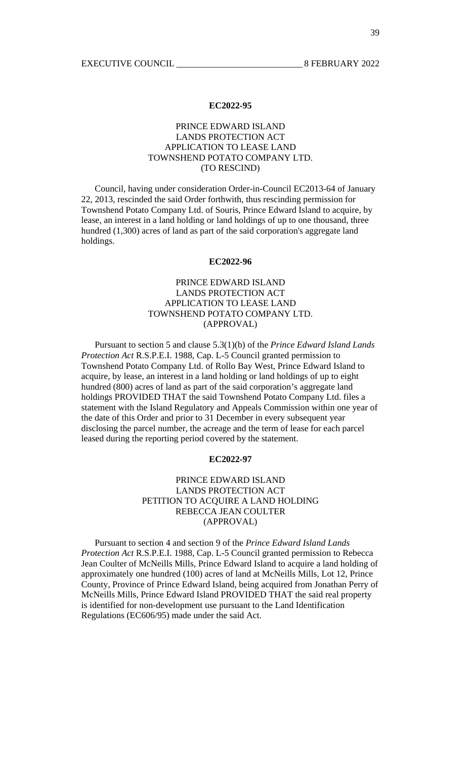**EC2022-95**

PRINCE EDWARD ISLAND
LANDS PROTECTION ACT
APPLICATION TO LEASE LAND
TOWNSHEND POTATO COMPANY LTD.
(TO RESCIND)

Council, having under consideration Order-in-Council EC2013-64 of January 22, 2013, rescinded the said Order forthwith, thus rescinding permission for Townshend Potato Company Ltd. of Souris, Prince Edward Island to acquire, by lease, an interest in a land holding or land holdings of up to one thousand, three hundred (1,300) acres of land as part of the said corporation's aggregate land holdings.

**EC2022-96**

PRINCE EDWARD ISLAND
LANDS PROTECTION ACT
APPLICATION TO LEASE LAND
TOWNSHEND POTATO COMPANY LTD.
(APPROVAL)

Pursuant to section 5 and clause 5.3(1)(b) of the *Prince Edward Island Lands Protection Act* R.S.P.E.I. 1988, Cap. L-5 Council granted permission to Townshend Potato Company Ltd. of Rollo Bay West, Prince Edward Island to acquire, by lease, an interest in a land holding or land holdings of up to eight hundred (800) acres of land as part of the said corporation's aggregate land holdings PROVIDED THAT the said Townshend Potato Company Ltd. files a statement with the Island Regulatory and Appeals Commission within one year of the date of this Order and prior to 31 December in every subsequent year disclosing the parcel number, the acreage and the term of lease for each parcel leased during the reporting period covered by the statement.

**EC2022-97**

PRINCE EDWARD ISLAND
LANDS PROTECTION ACT
PETITION TO ACQUIRE A LAND HOLDING
REBECCA JEAN COULTER
(APPROVAL)

Pursuant to section 4 and section 9 of the *Prince Edward Island Lands Protection Act* R.S.P.E.I. 1988, Cap. L-5 Council granted permission to Rebecca Jean Coulter of McNeills Mills, Prince Edward Island to acquire a land holding of approximately one hundred (100) acres of land at McNeills Mills, Lot 12, Prince County, Province of Prince Edward Island, being acquired from Jonathan Perry of McNeills Mills, Prince Edward Island PROVIDED THAT the said real property is identified for non-development use pursuant to the Land Identification Regulations (EC606/95) made under the said Act.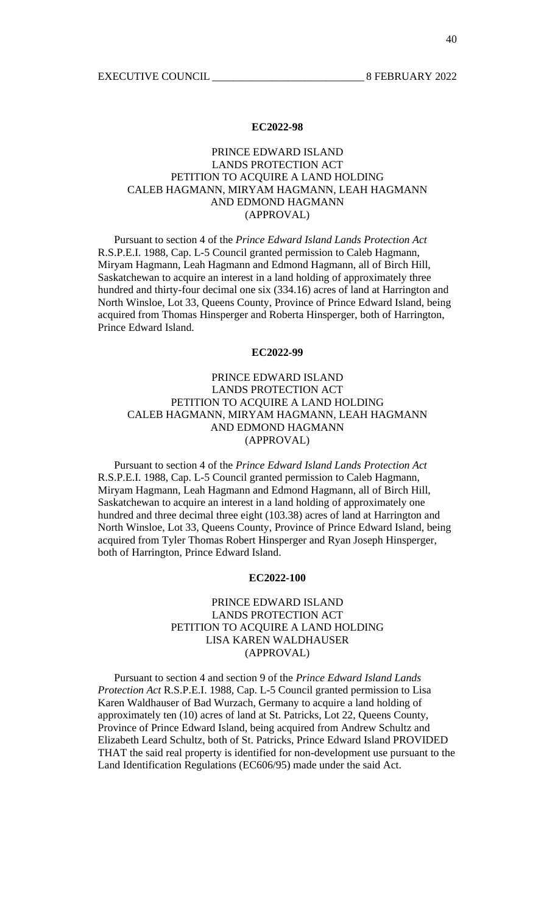**EC2022-98**

PRINCE EDWARD ISLAND
LANDS PROTECTION ACT
PETITION TO ACQUIRE A LAND HOLDING
CALEB HAGMANN, MIRYAM HAGMANN, LEAH HAGMANN
AND EDMOND HAGMANN
(APPROVAL)

Pursuant to section 4 of the *Prince Edward Island Lands Protection Act* R.S.P.E.I. 1988, Cap. L-5 Council granted permission to Caleb Hagmann, Miryam Hagmann, Leah Hagmann and Edmond Hagmann, all of Birch Hill, Saskatchewan to acquire an interest in a land holding of approximately three hundred and thirty-four decimal one six (334.16) acres of land at Harrington and North Winsloe, Lot 33, Queens County, Province of Prince Edward Island, being acquired from Thomas Hinsperger and Roberta Hinsperger, both of Harrington, Prince Edward Island.

**EC2022-99**

PRINCE EDWARD ISLAND
LANDS PROTECTION ACT
PETITION TO ACQUIRE A LAND HOLDING
CALEB HAGMANN, MIRYAM HAGMANN, LEAH HAGMANN
AND EDMOND HAGMANN
(APPROVAL)

Pursuant to section 4 of the *Prince Edward Island Lands Protection Act* R.S.P.E.I. 1988, Cap. L-5 Council granted permission to Caleb Hagmann, Miryam Hagmann, Leah Hagmann and Edmond Hagmann, all of Birch Hill, Saskatchewan to acquire an interest in a land holding of approximately one hundred and three decimal three eight (103.38) acres of land at Harrington and North Winsloe, Lot 33, Queens County, Province of Prince Edward Island, being acquired from Tyler Thomas Robert Hinsperger and Ryan Joseph Hinsperger, both of Harrington, Prince Edward Island.

**EC2022-100**

PRINCE EDWARD ISLAND
LANDS PROTECTION ACT
PETITION TO ACQUIRE A LAND HOLDING
LISA KAREN WALDHAUSER
(APPROVAL)

Pursuant to section 4 and section 9 of the *Prince Edward Island Lands Protection Act* R.S.P.E.I. 1988, Cap. L-5 Council granted permission to Lisa Karen Waldhauser of Bad Wurzach, Germany to acquire a land holding of approximately ten (10) acres of land at St. Patricks, Lot 22, Queens County, Province of Prince Edward Island, being acquired from Andrew Schultz and Elizabeth Leard Schultz, both of St. Patricks, Prince Edward Island PROVIDED THAT the said real property is identified for non-development use pursuant to the Land Identification Regulations (EC606/95) made under the said Act.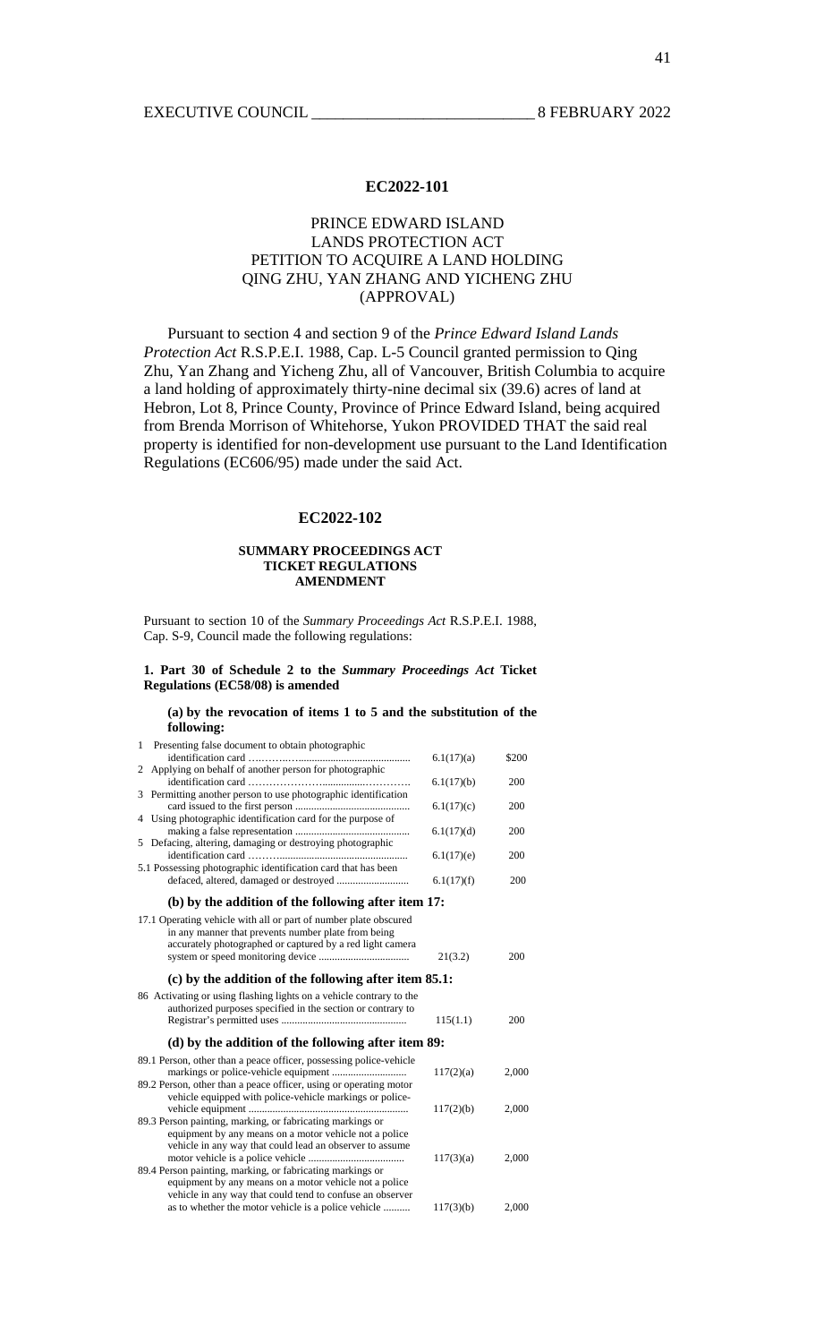## EC2022-101

### PRINCE EDWARD ISLAND LANDS PROTECTION ACT PETITION TO ACQUIRE A LAND HOLDING QING ZHU, YAN ZHANG AND YICHENG ZHU (APPROVAL)

Pursuant to section 4 and section 9 of the *Prince Edward Island Lands Protection Act* R.S.P.E.I. 1988, Cap. L-5 Council granted permission to Qing Zhu, Yan Zhang and Yicheng Zhu, all of Vancouver, British Columbia to acquire a land holding of approximately thirty-nine decimal six (39.6) acres of land at Hebron, Lot 8, Prince County, Province of Prince Edward Island, being acquired from Brenda Morrison of Whitehorse, Yukon PROVIDED THAT the said real property is identified for non-development use pursuant to the Land Identification Regulations (EC606/95) made under the said Act.

## EC2022-102

### SUMMARY PROCEEDINGS ACT TICKET REGULATIONS AMENDMENT

Pursuant to section 10 of the *Summary Proceedings Act* R.S.P.E.I. 1988, Cap. S-9, Council made the following regulations:

**1. Part 30 of Schedule 2 to the *Summary Proceedings Act* Ticket Regulations (EC58/08) is amended**

**(a) by the revocation of items 1 to 5 and the substitution of the following:**

| | | |
|---|---|---|
| 1 Presenting false document to obtain photographic identification card | 6.1(17)(a) | $200 |
| 2 Applying on behalf of another person for photographic identification card | 6.1(17)(b) | 200 |
| 3 Permitting another person to use photographic identification card issued to the first person | 6.1(17)(c) | 200 |
| 4 Using photographic identification card for the purpose of making a false representation | 6.1(17)(d) | 200 |
| 5 Defacing, altering, damaging or destroying photographic identification card | 6.1(17)(e) | 200 |
| 5.1 Possessing photographic identification card that has been defaced, altered, damaged or destroyed | 6.1(17)(f) | 200 |

**(b) by the addition of the following after item 17:**

| | | |
|---|---|---|
| 17.1 Operating vehicle with all or part of number plate obscured in any manner that prevents number plate from being accurately photographed or captured by a red light camera system or speed monitoring device | 21(3.2) | 200 |

**(c) by the addition of the following after item 85.1:**

| | | |
|---|---|---|
| 86 Activating or using flashing lights on a vehicle contrary to the authorized purposes specified in the section or contrary to Registrar's permitted uses | 115(1.1) | 200 |

**(d) by the addition of the following after item 89:**

| | | |
|---|---|---|
| 89.1 Person, other than a peace officer, possessing police-vehicle markings or police-vehicle equipment | 117(2)(a) | 2,000 |
| 89.2 Person, other than a peace officer, using or operating motor vehicle equipped with police-vehicle markings or police-vehicle equipment | 117(2)(b) | 2,000 |
| 89.3 Person painting, marking, or fabricating markings or equipment by any means on a motor vehicle not a police vehicle in any way that could lead an observer to assume motor vehicle is a police vehicle | 117(3)(a) | 2,000 |
| 89.4 Person painting, marking, or fabricating markings or equipment by any means on a motor vehicle not a police vehicle in any way that could tend to confuse an observer as to whether the motor vehicle is a police vehicle | 117(3)(b) | 2,000 |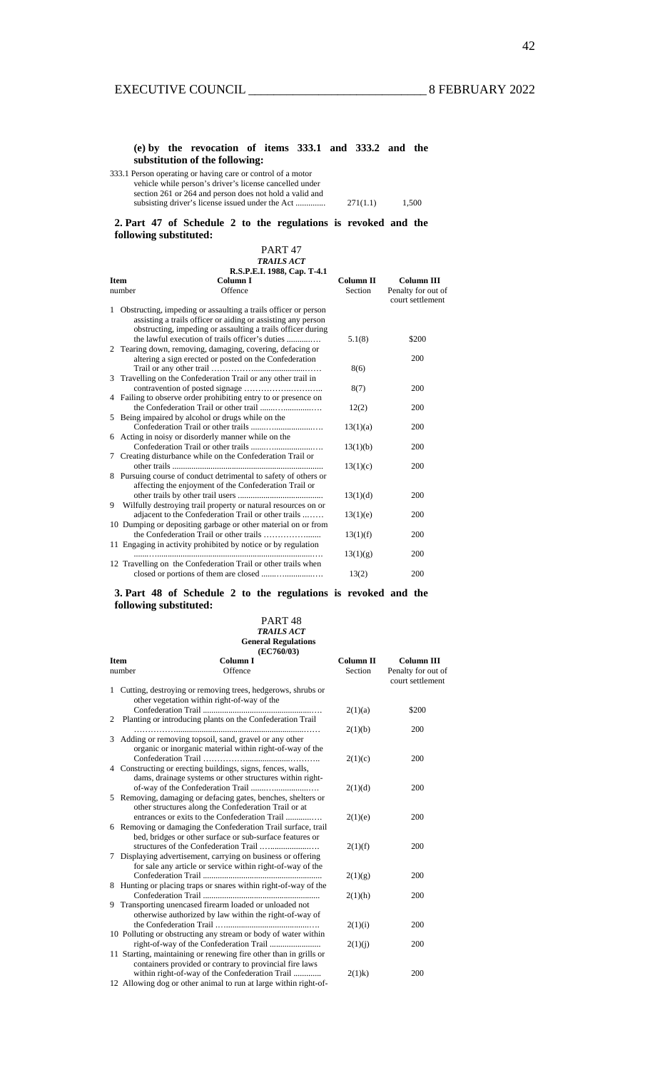**(e) by the revocation of items 333.1 and 333.2 and the substitution of the following:**

| | | | |
|---|---|---|---|
| 333.1 | Person operating or having care or control of a motor vehicle while person's driver's license cancelled under section 261 or 264 and person does not hold a valid and subsisting driver's license issued under the Act ............. | 271(1.1) | 1,500 |

**2. Part 47 of Schedule 2 to the regulations is revoked and the following substituted:**

PART 47
***TRAILS ACT***
**R.S.P.E.I. 1988, Cap. T-4.1**

| **Item** number | **Column I** Offence | **Column II** Section | **Column III** Penalty for out of court settlement |
|---|---|---|---|
| 1 | Obstructing, impeding or assaulting a trails officer or person assisting a trails officer or aiding or assisting any person obstructing, impeding or assaulting a trails officer during the lawful execution of trails officer's duties ............ | 5.1(8) | $200 |
| 2 | Tearing down, removing, damaging, covering, defacing or altering a sign erected or posted on the Confederation Trail or any other trail ........................................ | 8(6) | 200 |
| 3 | Travelling on the Confederation Trail or any other trail in contravention of posted signage ........................... | 8(7) | 200 |
| 4 | Failing to observe order prohibiting entry to or presence on the Confederation Trail or other trail ........................ | 12(2) | 200 |
| 5 | Being impaired by alcohol or drugs while on the Confederation Trail or other trails ............................ | 13(1)(a) | 200 |
| 6 | Acting in noisy or disorderly manner while on the Confederation Trail or other trails ............................ | 13(1)(b) | 200 |
| 7 | Creating disturbance while on the Confederation Trail or other trails ....................................................... | 13(1)(c) | 200 |
| 8 | Pursuing course of conduct detrimental to safety of others or affecting the enjoyment of the Confederation Trail or other trails by other trail users ....................................... | 13(1)(d) | 200 |
| 9 | Wilfully destroying trail property or natural resources on or adjacent to the Confederation Trail or other trails ......... | 13(1)(e) | 200 |
| 10 | Dumping or depositing garbage or other material on or from the Confederation Trail or other trails ...................... | 13(1)(f) | 200 |
| 11 | Engaging in activity prohibited by notice or by regulation .................................................................. | 13(1)(g) | 200 |
| 12 | Travelling on the Confederation Trail or other trails when closed or portions of them are closed ......................... | 13(2) | 200 |

**3. Part 48 of Schedule 2 to the regulations is revoked and the following substituted:**

PART 48
***TRAILS ACT***
**General Regulations**
**(EC760/03)**

| **Item** number | **Column I** Offence | **Column II** Section | **Column III** Penalty for out of court settlement |
|---|---|---|---|
| 1 | Cutting, destroying or removing trees, hedgerows, shrubs or other vegetation within right-of-way of the Confederation Trail ................................................ | 2(1)(a) | $200 |
| 2 | Planting or introducing plants on the Confederation Trail ................................................................... | 2(1)(b) | 200 |
| 3 | Adding or removing topsoil, sand, gravel or any other organic or inorganic material within right-of-way of the Confederation Trail ............................................ | 2(1)(c) | 200 |
| 4 | Constructing or erecting buildings, signs, fences, walls, dams, drainage systems or other structures within right-of-way of the Confederation Trail ............................ | 2(1)(d) | 200 |
| 5 | Removing, damaging or defacing gates, benches, shelters or other structures along the Confederation Trail or at entrances or exits to the Confederation Trail ............... | 2(1)(e) | 200 |
| 6 | Removing or damaging the Confederation Trail surface, trail bed, bridges or other surface or sub-surface features or structures of the Confederation Trail ......................... | 2(1)(f) | 200 |
| 7 | Displaying advertisement, carrying on business or offering for sale any article or service within right-of-way of the Confederation Trail .................................................. | 2(1)(g) | 200 |
| 8 | Hunting or placing traps or snares within right-of-way of the Confederation Trail ................................................ | 2(1)(h) | 200 |
| 9 | Transporting unencased firearm loaded or unloaded not otherwise authorized by law within the right-of-way of the Confederation Trail ........................................... | 2(1)(i) | 200 |
| 10 | Polluting or obstructing any stream or body of water within right-of-way of the Confederation Trail ........................ | 2(1)(j) | 200 |
| 11 | Starting, maintaining or renewing fire other than in grills or containers provided or contrary to provincial fire laws within right-of-way of the Confederation Trail ............. | 2(1)k) | 200 |
| 12 | Allowing dog or other animal to run at large within right-of- | | |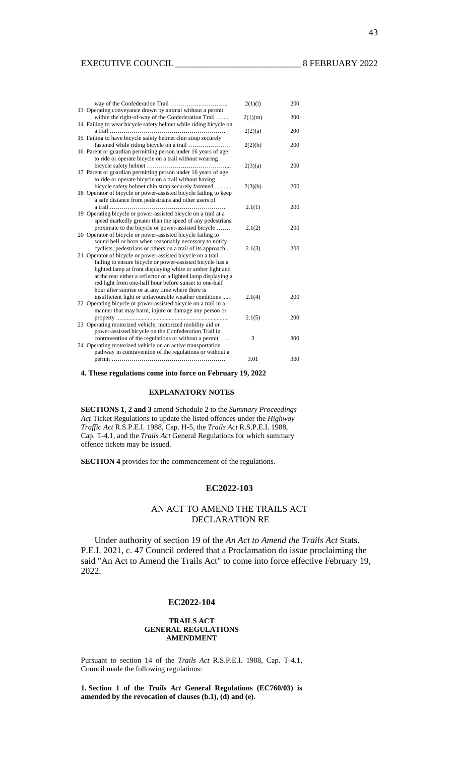| | | |
|---|---|---|
| way of the Confederation Trail ……………………….. | 2(1)(l) | 200 |
| 13 Operating conveyance drawn by animal without a permit within the right-of-way of the Confederation Trail ….... | 2(1)(m) | 200 |
| 14 Failing to wear bicycle safety helmet while riding bicycle on a trail ………………………………………………… | 2(2)(a) | 200 |
| 15 Failing to have bicycle safety helmet chin strap securely fastened while riding bicycle on a trail ………………… | 2(2)(b) | 200 |
| 16 Parent or guardian permitting person under 16 years of age to ride or operate bicycle on a trail without wearing bicycle safety helmet ………………………………….... | 2(3)(a) | 200 |
| 17 Parent or guardian permitting person under 16 years of age to ride or operate bicycle on a trail without having bicycle safety helmet chin strap securely fastened …...... | 2(3)(b) | 200 |
| 18 Operator of bicycle or power-assisted bicycle failing to keep a safe distance from pedestrians and other users of a trail …………………………………………………. | 2.1(1) | 200 |
| 19 Operating bicycle or power-assisted bicycle on a trail at a speed markedly greater than the speed of any pedestrians proximate to the bicycle or power-assisted bicycle ……. | 2.1(2) | 200 |
| 20 Operator of bicycle or power-assisted bicycle failing to sound bell or horn when reasonably necessary to notify cyclists, pedestrians or others on a trail of its approach .. | 2.1(3) | 200 |
| 21 Operator of bicycle or power-assisted bicycle on a trail failing to ensure bicycle or power-assisted bicycle has a lighted lamp at front displaying white or amber light and at the rear either a reflector or a lighted lamp displaying a red light from one-half hour before sunset to one-half hour after sunrise or at any time where there is insufficient light or unfavourable weather conditions ..... | 2.1(4) | 200 |
| 22 Operating bicycle or power-assisted bicycle on a trail in a manner that may harm, injure or damage any person or property ........................................................................ | 2.1(5) | 200 |
| 23 Operating motorized vehicle, motorized mobility aid or power-assisted bicycle on the Confederation Trail in contravention of the regulations or without a permit ….. | 3 | 300 |
| 24 Operating motorized vehicle on an active transportation pathway in contravention of the regulations or without a permit ………………………………………………… | 3.01 | 300 |

**4. These regulations come into force on February 19, 2022**

**EXPLANATORY NOTES**

**SECTIONS 1, 2 and 3** amend Schedule 2 to the *Summary Proceedings Act* Ticket Regulations to update the listed offences under the *Highway Traffic Act* R.S.P.E.I. 1988, Cap. H-5, the *Trails Act* R.S.P.E.I. 1988, Cap. T-4.1, and the *Trails Act* General Regulations for which summary offence tickets may be issued.

**SECTION 4** provides for the commencement of the regulations.

## EC2022-103

## AN ACT TO AMEND THE TRAILS ACT DECLARATION RE

Under authority of section 19 of the *An Act to Amend the Trails Act* Stats. P.E.I. 2021, c. 47 Council ordered that a Proclamation do issue proclaiming the said "An Act to Amend the Trails Act" to come into force effective February 19, 2022.

## EC2022-104

**TRAILS ACT GENERAL REGULATIONS AMENDMENT**

Pursuant to section 14 of the *Trails Act* R.S.P.E.I. 1988, Cap. T-4.1, Council made the following regulations:

**1. Section 1 of the *Trails Act* General Regulations (EC760/03) is amended by the revocation of clauses (b.1), (d) and (e).**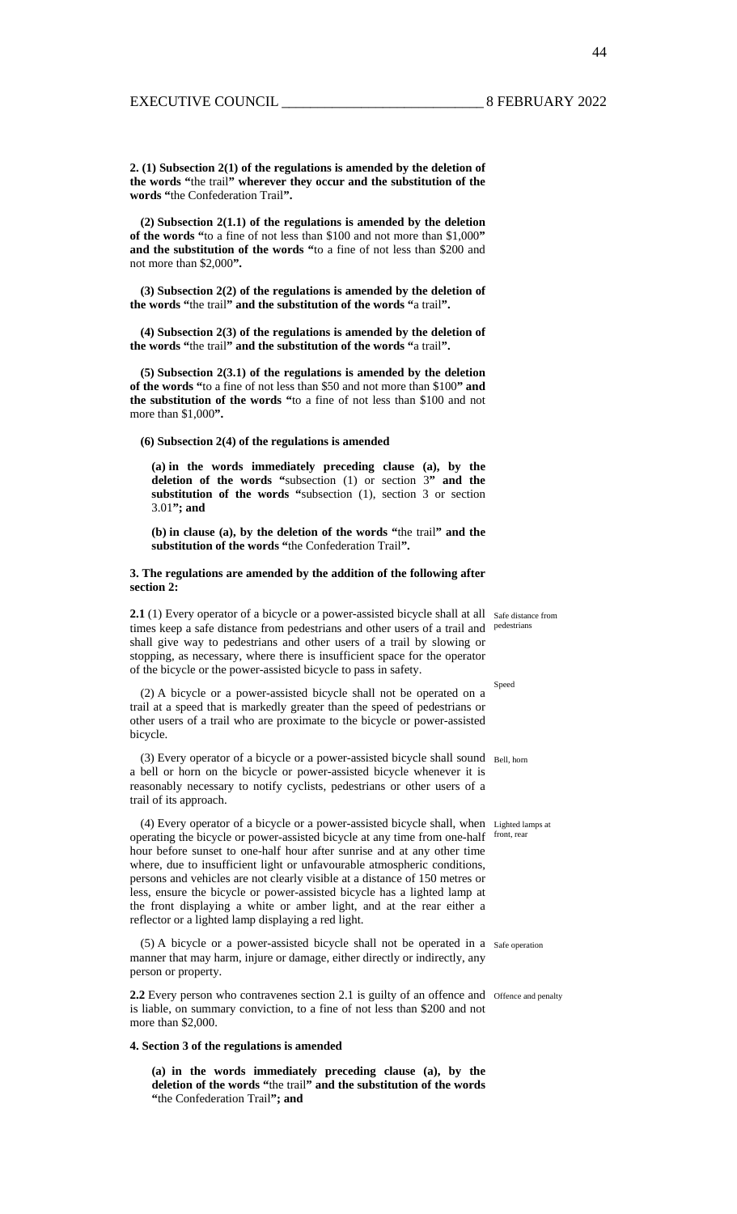**2. (1) Subsection 2(1) of the regulations is amended by the deletion of the words "**the trail**" wherever they occur and the substitution of the words "**the Confederation Trail**".**

**(2) Subsection 2(1.1) of the regulations is amended by the deletion of the words "**to a fine of not less than $100 and not more than $1,000**" and the substitution of the words "**to a fine of not less than $200 and not more than $2,000**".**

**(3) Subsection 2(2) of the regulations is amended by the deletion of the words "**the trail**" and the substitution of the words "**a trail**".**

**(4) Subsection 2(3) of the regulations is amended by the deletion of the words "**the trail**" and the substitution of the words "**a trail**".**

**(5) Subsection 2(3.1) of the regulations is amended by the deletion of the words "**to a fine of not less than $50 and not more than $100**" and the substitution of the words "**to a fine of not less than $100 and not more than $1,000**".**

**(6) Subsection 2(4) of the regulations is amended**

**(a) in the words immediately preceding clause (a), by the deletion of the words "**subsection (1) or section 3**" and the substitution of the words "**subsection (1), section 3 or section 3.01**"; and**

**(b) in clause (a), by the deletion of the words "**the trail**" and the substitution of the words "**the Confederation Trail**".**

**3. The regulations are amended by the addition of the following after section 2:**

**2.1** (1) Every operator of a bicycle or a power-assisted bicycle shall at all times keep a safe distance from pedestrians and other users of a trail and shall give way to pedestrians and other users of a trail by slowing or stopping, as necessary, where there is insufficient space for the operator of the bicycle or the power-assisted bicycle to pass in safety. *Safe distance from pedestrians*

(2) A bicycle or a power-assisted bicycle shall not be operated on a trail at a speed that is markedly greater than the speed of pedestrians or other users of a trail who are proximate to the bicycle or power-assisted bicycle. *Speed*

(3) Every operator of a bicycle or a power-assisted bicycle shall sound a bell or horn on the bicycle or power-assisted bicycle whenever it is reasonably necessary to notify cyclists, pedestrians or other users of a trail of its approach. *Bell, horn*

(4) Every operator of a bicycle or a power-assisted bicycle shall, when operating the bicycle or power-assisted bicycle at any time from one-half hour before sunset to one-half hour after sunrise and at any other time where, due to insufficient light or unfavourable atmospheric conditions, persons and vehicles are not clearly visible at a distance of 150 metres or less, ensure the bicycle or power-assisted bicycle has a lighted lamp at the front displaying a white or amber light, and at the rear either a reflector or a lighted lamp displaying a red light. *Lighted lamps at front, rear*

(5) A bicycle or a power-assisted bicycle shall not be operated in a manner that may harm, injure or damage, either directly or indirectly, any person or property. *Safe operation*

**2.2** Every person who contravenes section 2.1 is guilty of an offence and is liable, on summary conviction, to a fine of not less than $200 and not more than $2,000. *Offence and penalty*

**4. Section 3 of the regulations is amended**

**(a) in the words immediately preceding clause (a), by the deletion of the words "**the trail**" and the substitution of the words "**the Confederation Trail**"; and**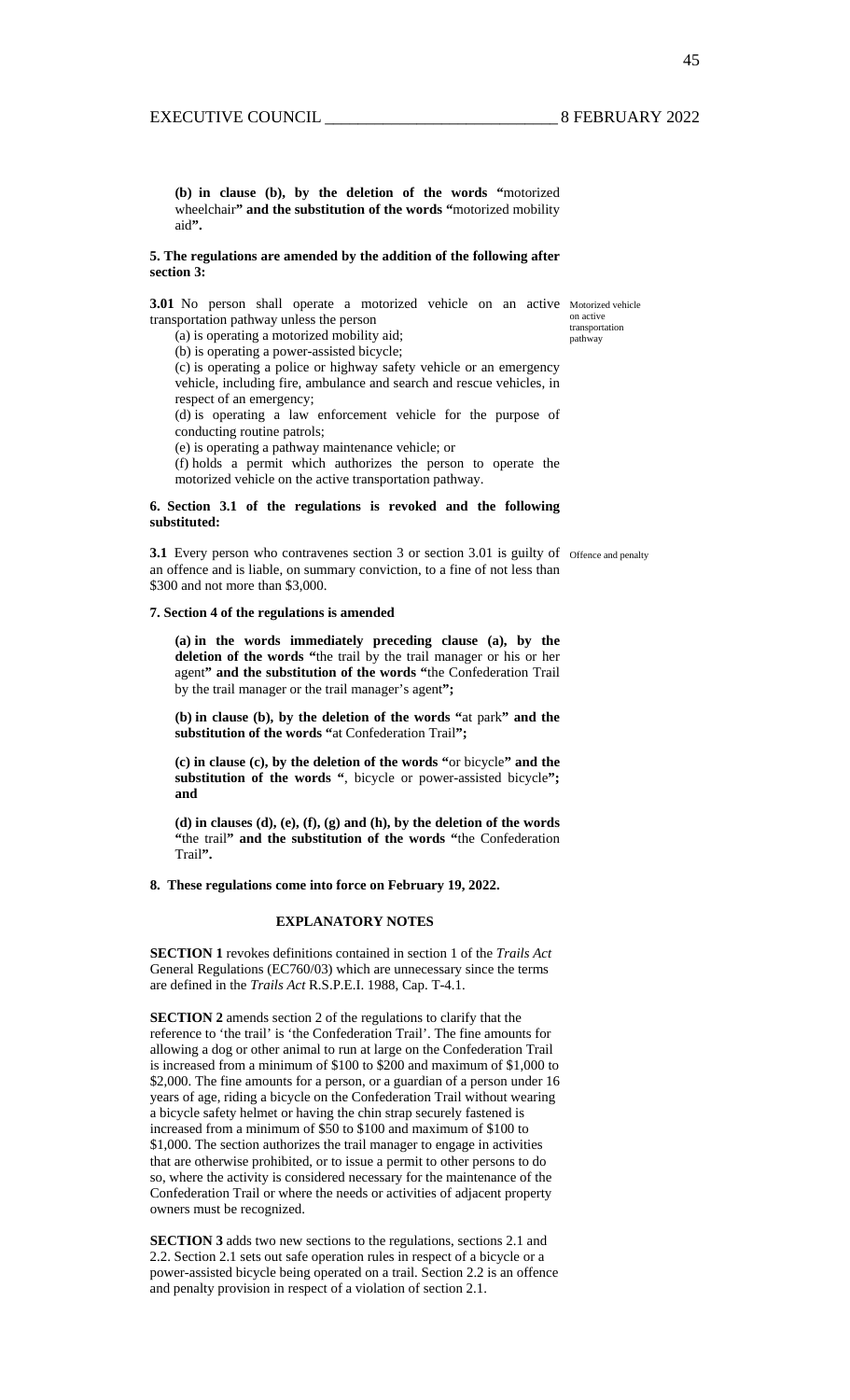**(b) in clause (b), by the deletion of the words "**motorized wheelchair**" and the substitution of the words "**motorized mobility aid**".**

**5. The regulations are amended by the addition of the following after section 3:**

**3.01** No person shall operate a motorized vehicle on an active transportation pathway unless the person

Motorized vehicle on active transportation pathway

(a) is operating a motorized mobility aid;

(b) is operating a power-assisted bicycle;

(c) is operating a police or highway safety vehicle or an emergency vehicle, including fire, ambulance and search and rescue vehicles, in respect of an emergency;

(d) is operating a law enforcement vehicle for the purpose of conducting routine patrols;

(e) is operating a pathway maintenance vehicle; or

(f) holds a permit which authorizes the person to operate the motorized vehicle on the active transportation pathway.

**6. Section 3.1 of the regulations is revoked and the following substituted:**

**3.1** Every person who contravenes section 3 or section 3.01 is guilty of an offence and is liable, on summary conviction, to a fine of not less than $300 and not more than $3,000.

Offence and penalty

**7. Section 4 of the regulations is amended**

**(a) in the words immediately preceding clause (a), by the deletion of the words "**the trail by the trail manager or his or her agent**" and the substitution of the words "**the Confederation Trail by the trail manager or the trail manager's agent**";**

**(b) in clause (b), by the deletion of the words "**at park**" and the substitution of the words "**at Confederation Trail**";**

**(c) in clause (c), by the deletion of the words "**or bicycle**" and the substitution of the words "**, bicycle or power-assisted bicycle**"; and**

**(d) in clauses (d), (e), (f), (g) and (h), by the deletion of the words "**the trail**" and the substitution of the words "**the Confederation Trail**".**

**8. These regulations come into force on February 19, 2022.**

## EXPLANATORY NOTES

**SECTION 1** revokes definitions contained in section 1 of the *Trails Act* General Regulations (EC760/03) which are unnecessary since the terms are defined in the *Trails Act* R.S.P.E.I. 1988, Cap. T-4.1.

**SECTION 2** amends section 2 of the regulations to clarify that the reference to 'the trail' is 'the Confederation Trail'. The fine amounts for allowing a dog or other animal to run at large on the Confederation Trail is increased from a minimum of $100 to $200 and maximum of $1,000 to $2,000. The fine amounts for a person, or a guardian of a person under 16 years of age, riding a bicycle on the Confederation Trail without wearing a bicycle safety helmet or having the chin strap securely fastened is increased from a minimum of $50 to $100 and maximum of $100 to $1,000. The section authorizes the trail manager to engage in activities that are otherwise prohibited, or to issue a permit to other persons to do so, where the activity is considered necessary for the maintenance of the Confederation Trail or where the needs or activities of adjacent property owners must be recognized.

**SECTION 3** adds two new sections to the regulations, sections 2.1 and 2.2. Section 2.1 sets out safe operation rules in respect of a bicycle or a power-assisted bicycle being operated on a trail. Section 2.2 is an offence and penalty provision in respect of a violation of section 2.1.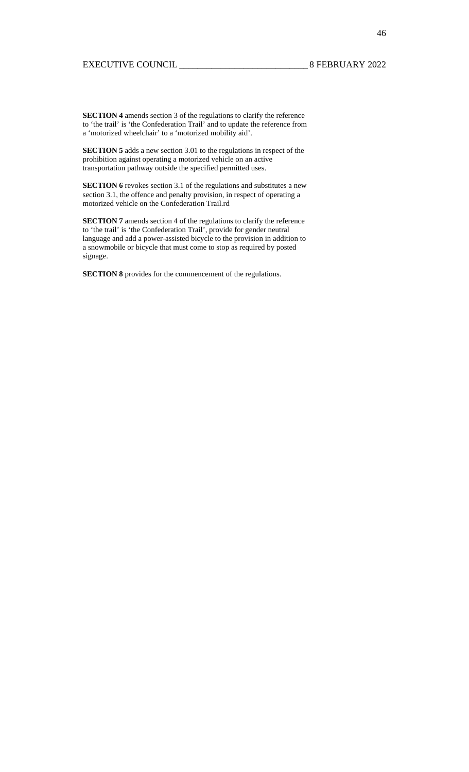**SECTION 4** amends section 3 of the regulations to clarify the reference to 'the trail' is 'the Confederation Trail' and to update the reference from a 'motorized wheelchair' to a 'motorized mobility aid'.

**SECTION 5** adds a new section 3.01 to the regulations in respect of the prohibition against operating a motorized vehicle on an active transportation pathway outside the specified permitted uses.

**SECTION 6** revokes section 3.1 of the regulations and substitutes a new section 3.1, the offence and penalty provision, in respect of operating a motorized vehicle on the Confederation Trail.rd

**SECTION 7** amends section 4 of the regulations to clarify the reference to 'the trail' is 'the Confederation Trail', provide for gender neutral language and add a power-assisted bicycle to the provision in addition to a snowmobile or bicycle that must come to stop as required by posted signage.

**SECTION 8** provides for the commencement of the regulations.